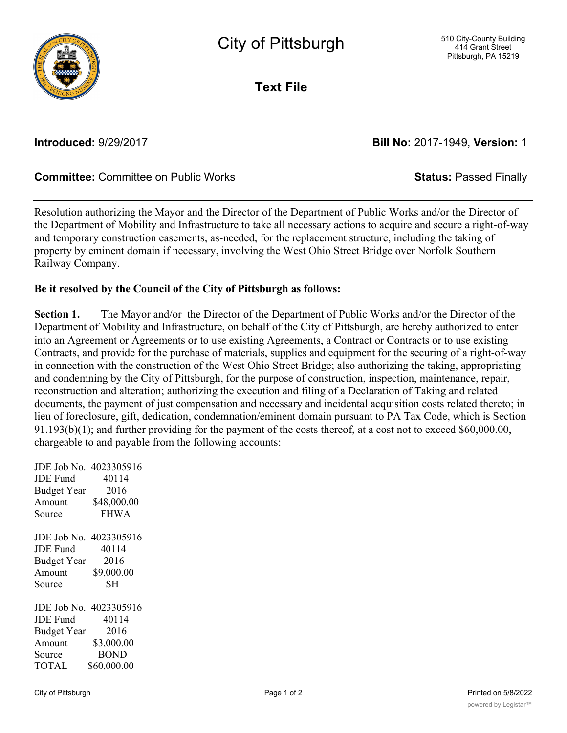# City of Pittsburgh

510 City-County Building
414 Grant Street
Pittsburgh, PA 15219

## Text File

**Introduced:** 9/29/2017 **Bill No:** 2017-1949, **Version:** 1

**Committee:** Committee on Public Works **Status:** Passed Finally

Resolution authorizing the Mayor and the Director of the Department of Public Works and/or the Director of the Department of Mobility and Infrastructure to take all necessary actions to acquire and secure a right-of-way and temporary construction easements, as-needed, for the replacement structure, including the taking of property by eminent domain if necessary, involving the West Ohio Street Bridge over Norfolk Southern Railway Company.

**Be it resolved by the Council of the City of Pittsburgh as follows:**

**Section 1.** The Mayor and/or the Director of the Department of Public Works and/or the Director of the Department of Mobility and Infrastructure, on behalf of the City of Pittsburgh, are hereby authorized to enter into an Agreement or Agreements or to use existing Agreements, a Contract or Contracts or to use existing Contracts, and provide for the purchase of materials, supplies and equipment for the securing of a right-of-way in connection with the construction of the West Ohio Street Bridge; also authorizing the taking, appropriating and condemning by the City of Pittsburgh, for the purpose of construction, inspection, maintenance, repair, reconstruction and alteration; authorizing the execution and filing of a Declaration of Taking and related documents, the payment of just compensation and necessary and incidental acquisition costs related thereto; in lieu of foreclosure, gift, dedication, condemnation/eminent domain pursuant to PA Tax Code, which is Section 91.193(b)(1); and further providing for the payment of the costs thereof, at a cost not to exceed $60,000.00, chargeable to and payable from the following accounts:

JDE Job No. 4023305916
JDE Fund 40114
Budget Year 2016
Amount $48,000.00
Source FHWA

JDE Job No. 4023305916
JDE Fund 40114
Budget Year 2016
Amount $9,000.00
Source SH

JDE Job No. 4023305916
JDE Fund 40114
Budget Year 2016
Amount $3,000.00
Source BOND
TOTAL $60,000.00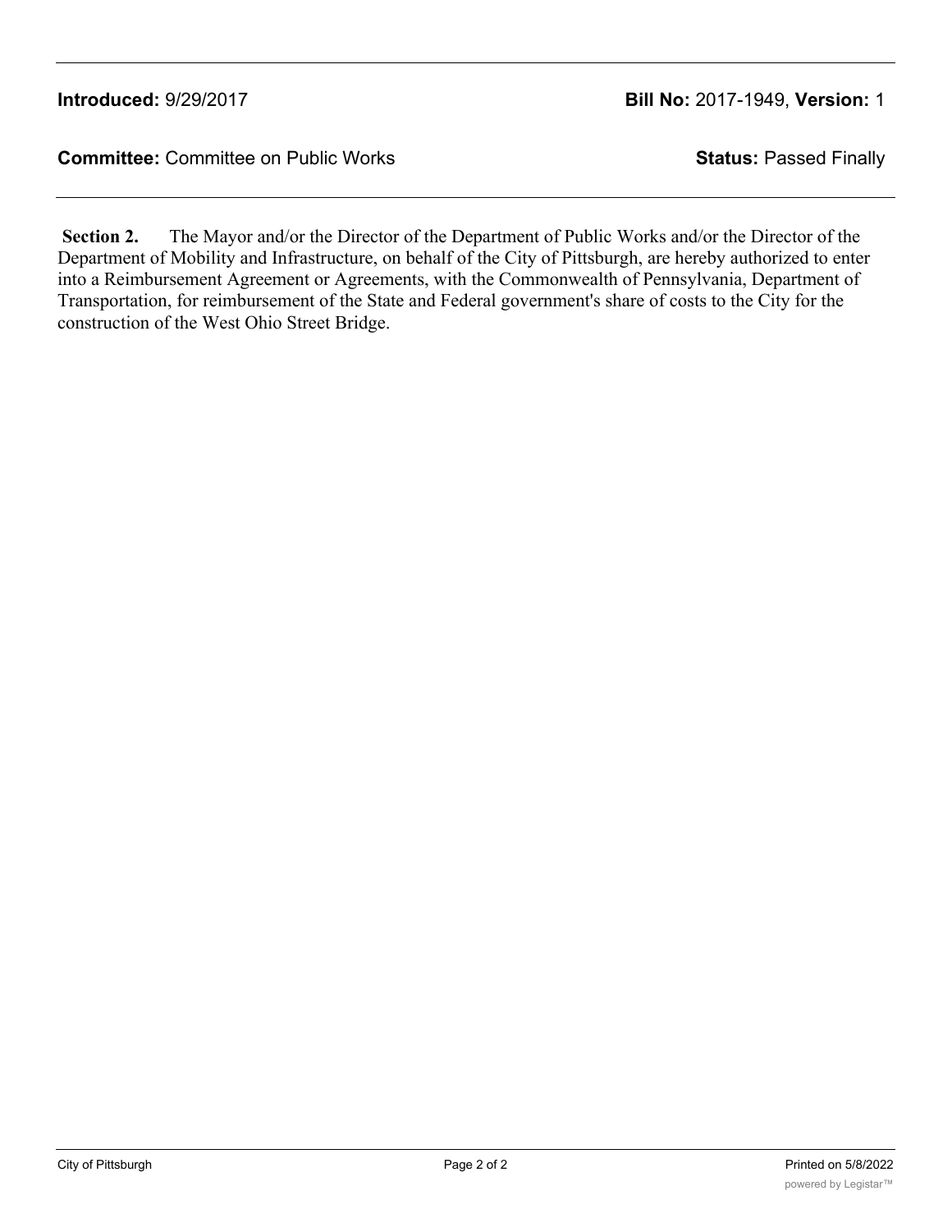**Introduced:** 9/29/2017 **Bill No:** 2017-1949, **Version:** 1

**Committee:** Committee on Public Works **Status:** Passed Finally

**Section 2.** The Mayor and/or the Director of the Department of Public Works and/or the Director of the Department of Mobility and Infrastructure, on behalf of the City of Pittsburgh, are hereby authorized to enter into a Reimbursement Agreement or Agreements, with the Commonwealth of Pennsylvania, Department of Transportation, for reimbursement of the State and Federal government's share of costs to the City for the construction of the West Ohio Street Bridge.